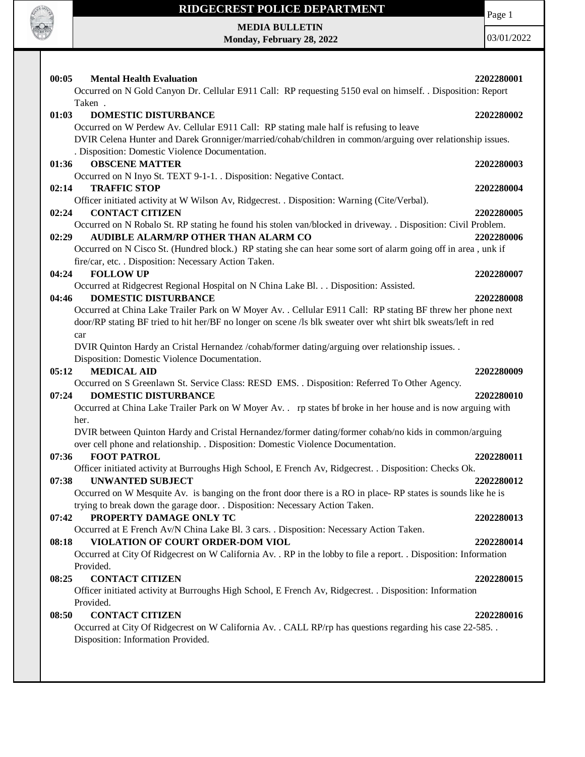# RIDGECREST POLICE DEPARTMENT

**MEDIA BULLETIN**
**Monday, February 28, 2022**

03/01/2022

**00:05 Mental Health Evaluation** **2202280001**
Occurred on N Gold Canyon Dr. Cellular E911 Call: RP requesting 5150 eval on himself. . Disposition: Report Taken .

**01:03 DOMESTIC DISTURBANCE** **2202280002**
Occurred on W Perdew Av. Cellular E911 Call: RP stating male half is refusing to leave
DVIR Celena Hunter and Darek Gronniger/married/cohab/children in common/arguing over relationship issues. . Disposition: Domestic Violence Documentation.

**01:36 OBSCENE MATTER** **2202280003**
Occurred on N Inyo St. TEXT 9-1-1. . Disposition: Negative Contact.

**02:14 TRAFFIC STOP** **2202280004**
Officer initiated activity at W Wilson Av, Ridgecrest. . Disposition: Warning (Cite/Verbal).

**02:24 CONTACT CITIZEN** **2202280005**
Occurred on N Robalo St. RP stating he found his stolen van/blocked in driveway. . Disposition: Civil Problem.

**02:29 AUDIBLE ALARM/RP OTHER THAN ALARM CO** **2202280006**
Occurred on N Cisco St. (Hundred block.) RP stating she can hear some sort of alarm going off in area , unk if fire/car, etc. . Disposition: Necessary Action Taken.

**04:24 FOLLOW UP** **2202280007**
Occurred at Ridgecrest Regional Hospital on N China Lake Bl. . . Disposition: Assisted.

**04:46 DOMESTIC DISTURBANCE** **2202280008**
Occurred at China Lake Trailer Park on W Moyer Av. . Cellular E911 Call: RP stating BF threw her phone next door/RP stating BF tried to hit her/BF no longer on scene /ls blk sweater over wht shirt blk sweats/left in red car
DVIR Quinton Hardy an Cristal Hernandez /cohab/former dating/arguing over relationship issues. . Disposition: Domestic Violence Documentation.

**05:12 MEDICAL AID** **2202280009**
Occurred on S Greenlawn St. Service Class: RESD EMS. . Disposition: Referred To Other Agency.

**07:24 DOMESTIC DISTURBANCE** **2202280010**
Occurred at China Lake Trailer Park on W Moyer Av. . rp states bf broke in her house and is now arguing with her.
DVIR between Quinton Hardy and Cristal Hernandez/former dating/former cohab/no kids in common/arguing over cell phone and relationship. . Disposition: Domestic Violence Documentation.

**07:36 FOOT PATROL** **2202280011**
Officer initiated activity at Burroughs High School, E French Av, Ridgecrest. . Disposition: Checks Ok.

**07:38 UNWANTED SUBJECT** **2202280012**
Occurred on W Mesquite Av. is banging on the front door there is a RO in place- RP states is sounds like he is trying to break down the garage door. . Disposition: Necessary Action Taken.

**07:42 PROPERTY DAMAGE ONLY TC** **2202280013**
Occurred at E French Av/N China Lake Bl. 3 cars. . Disposition: Necessary Action Taken.

**08:18 VIOLATION OF COURT ORDER-DOM VIOL** **2202280014**
Occurred at City Of Ridgecrest on W California Av. . RP in the lobby to file a report. . Disposition: Information Provided.

**08:25 CONTACT CITIZEN** **2202280015**
Officer initiated activity at Burroughs High School, E French Av, Ridgecrest. . Disposition: Information Provided.

**08:50 CONTACT CITIZEN** **2202280016**
Occurred at City Of Ridgecrest on W California Av. . CALL RP/rp has questions regarding his case 22-585. . Disposition: Information Provided.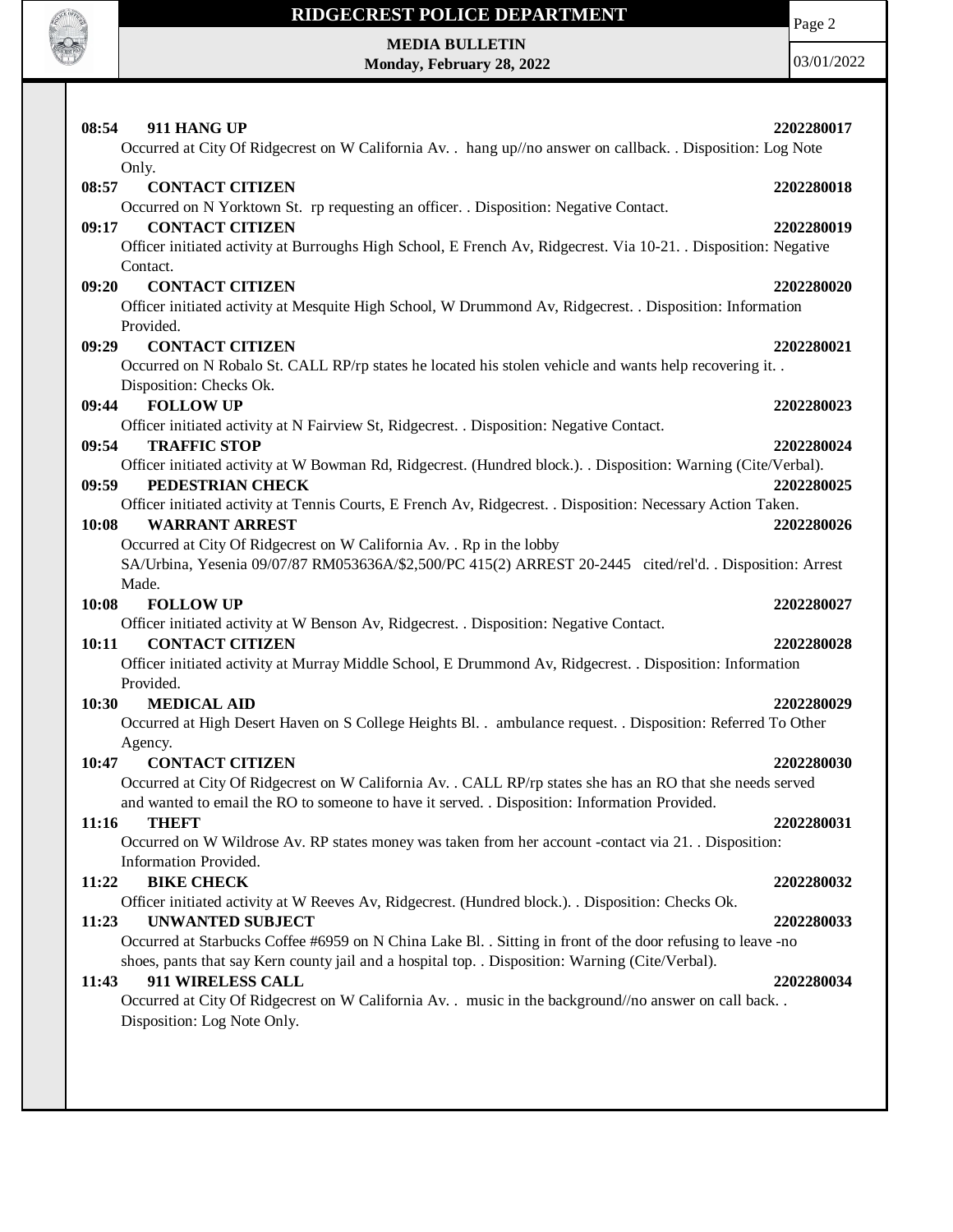**08:54 911 HANG UP** **2202280017**
Occurred at City Of Ridgecrest on W California Av. . hang up//no answer on callback. . Disposition: Log Note Only.

**08:57 CONTACT CITIZEN** **2202280018**
Occurred on N Yorktown St. rp requesting an officer. . Disposition: Negative Contact.

**09:17 CONTACT CITIZEN** **2202280019**
Officer initiated activity at Burroughs High School, E French Av, Ridgecrest. Via 10-21. . Disposition: Negative Contact.

**09:20 CONTACT CITIZEN** **2202280020**
Officer initiated activity at Mesquite High School, W Drummond Av, Ridgecrest. . Disposition: Information Provided.

**09:29 CONTACT CITIZEN** **2202280021**
Occurred on N Robalo St. CALL RP/rp states he located his stolen vehicle and wants help recovering it. . Disposition: Checks Ok.

**09:44 FOLLOW UP** **2202280023**
Officer initiated activity at N Fairview St, Ridgecrest. . Disposition: Negative Contact.

**09:54 TRAFFIC STOP** **2202280024**
Officer initiated activity at W Bowman Rd, Ridgecrest. (Hundred block.). . Disposition: Warning (Cite/Verbal).

**09:59 PEDESTRIAN CHECK** **2202280025**
Officer initiated activity at Tennis Courts, E French Av, Ridgecrest. . Disposition: Necessary Action Taken.

**10:08 WARRANT ARREST** **2202280026**
Occurred at City Of Ridgecrest on W California Av. . Rp in the lobby
SA/Urbina, Yesenia 09/07/87 RM053636A/$2,500/PC 415(2) ARREST 20-2445 cited/rel'd. . Disposition: Arrest Made.

**10:08 FOLLOW UP** **2202280027**
Officer initiated activity at W Benson Av, Ridgecrest. . Disposition: Negative Contact.

**10:11 CONTACT CITIZEN** **2202280028**
Officer initiated activity at Murray Middle School, E Drummond Av, Ridgecrest. . Disposition: Information Provided.

**10:30 MEDICAL AID** **2202280029**
Occurred at High Desert Haven on S College Heights Bl. . ambulance request. . Disposition: Referred To Other Agency.

**10:47 CONTACT CITIZEN** **2202280030**
Occurred at City Of Ridgecrest on W California Av. . CALL RP/rp states she has an RO that she needs served and wanted to email the RO to someone to have it served. . Disposition: Information Provided.

**11:16 THEFT** **2202280031**
Occurred on W Wildrose Av. RP states money was taken from her account -contact via 21. . Disposition: Information Provided.

**11:22 BIKE CHECK** **2202280032**
Officer initiated activity at W Reeves Av, Ridgecrest. (Hundred block.). . Disposition: Checks Ok.

**11:23 UNWANTED SUBJECT** **2202280033**
Occurred at Starbucks Coffee #6959 on N China Lake Bl. . Sitting in front of the door refusing to leave -no shoes, pants that say Kern county jail and a hospital top. . Disposition: Warning (Cite/Verbal).

**11:43 911 WIRELESS CALL** **2202280034**
Occurred at City Of Ridgecrest on W California Av. . music in the background//no answer on call back. . Disposition: Log Note Only.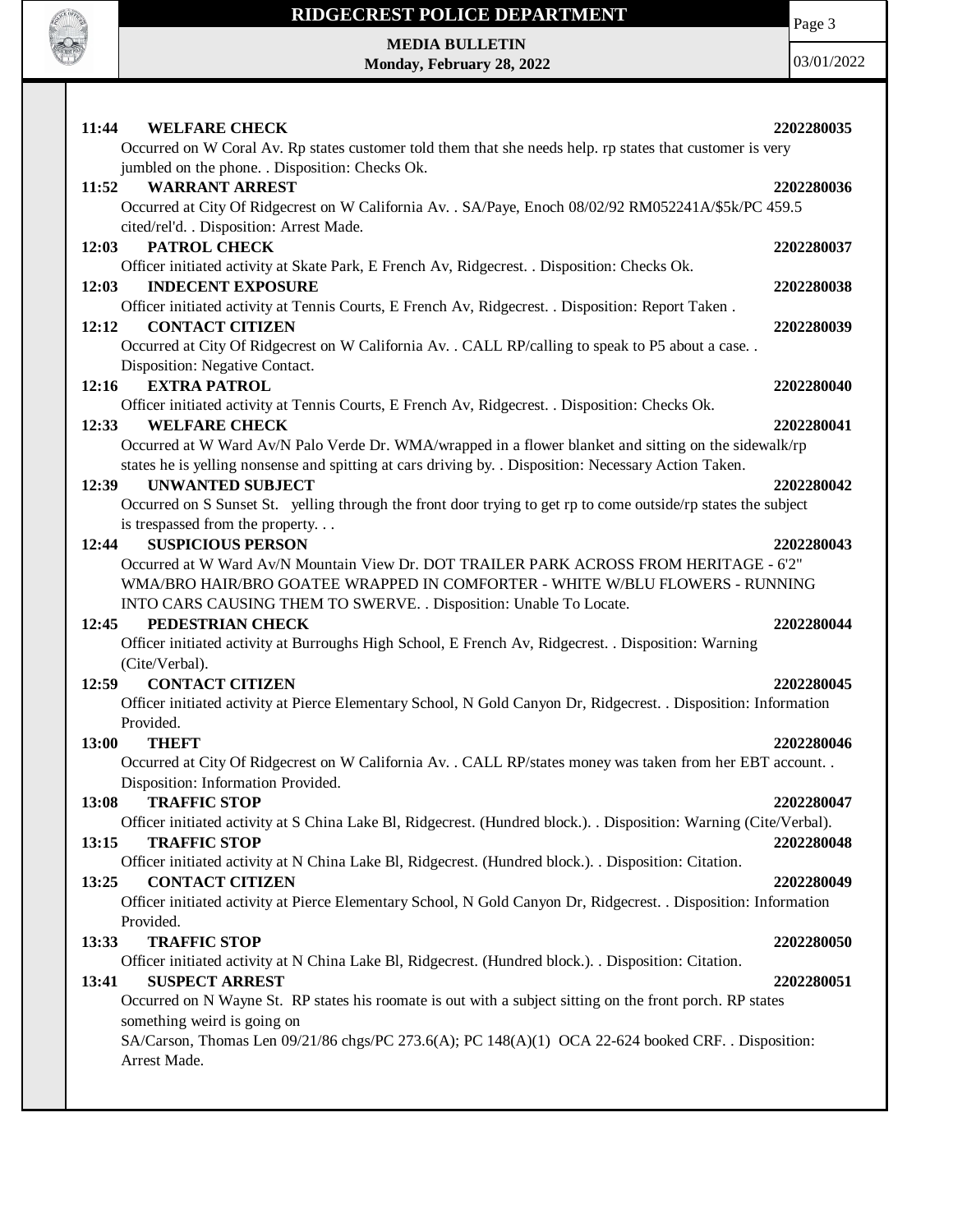**11:44 WELFARE CHECK** **2202280035**

Occurred on W Coral Av. Rp states customer told them that she needs help. rp states that customer is very jumbled on the phone. . Disposition: Checks Ok.

**11:52 WARRANT ARREST** **2202280036**

Occurred at City Of Ridgecrest on W California Av. . SA/Paye, Enoch 08/02/92 RM052241A/$5k/PC 459.5 cited/rel'd. . Disposition: Arrest Made.

**12:03 PATROL CHECK** **2202280037**

Officer initiated activity at Skate Park, E French Av, Ridgecrest. . Disposition: Checks Ok.

**12:03 INDECENT EXPOSURE** **2202280038**

Officer initiated activity at Tennis Courts, E French Av, Ridgecrest. . Disposition: Report Taken .

**12:12 CONTACT CITIZEN** **2202280039**

Occurred at City Of Ridgecrest on W California Av. . CALL RP/calling to speak to P5 about a case. . Disposition: Negative Contact.

**12:16 EXTRA PATROL** **2202280040**

Officer initiated activity at Tennis Courts, E French Av, Ridgecrest. . Disposition: Checks Ok.

**12:33 WELFARE CHECK** **2202280041**

Occurred at W Ward Av/N Palo Verde Dr. WMA/wrapped in a flower blanket and sitting on the sidewalk/rp states he is yelling nonsense and spitting at cars driving by. . Disposition: Necessary Action Taken.

**12:39 UNWANTED SUBJECT** **2202280042**

Occurred on S Sunset St. yelling through the front door trying to get rp to come outside/rp states the subject is trespassed from the property. . .

**12:44 SUSPICIOUS PERSON** **2202280043**

Occurred at W Ward Av/N Mountain View Dr. DOT TRAILER PARK ACROSS FROM HERITAGE - 6'2" WMA/BRO HAIR/BRO GOATEE WRAPPED IN COMFORTER - WHITE W/BLU FLOWERS - RUNNING INTO CARS CAUSING THEM TO SWERVE. . Disposition: Unable To Locate.

**12:45 PEDESTRIAN CHECK** **2202280044**

Officer initiated activity at Burroughs High School, E French Av, Ridgecrest. . Disposition: Warning (Cite/Verbal).

**12:59 CONTACT CITIZEN** **2202280045**

Officer initiated activity at Pierce Elementary School, N Gold Canyon Dr, Ridgecrest. . Disposition: Information Provided.

**13:00 THEFT** **2202280046**

Occurred at City Of Ridgecrest on W California Av. . CALL RP/states money was taken from her EBT account. . Disposition: Information Provided.

**13:08 TRAFFIC STOP** **2202280047**

Officer initiated activity at S China Lake Bl, Ridgecrest. (Hundred block.). . Disposition: Warning (Cite/Verbal).

**13:15 TRAFFIC STOP** **2202280048**

Officer initiated activity at N China Lake Bl, Ridgecrest. (Hundred block.). . Disposition: Citation.

**13:25 CONTACT CITIZEN** **2202280049**

Officer initiated activity at Pierce Elementary School, N Gold Canyon Dr, Ridgecrest. . Disposition: Information Provided.

**13:33 TRAFFIC STOP** **2202280050**

Officer initiated activity at N China Lake Bl, Ridgecrest. (Hundred block.). . Disposition: Citation.

**13:41 SUSPECT ARREST** **2202280051**

Occurred on N Wayne St. RP states his roomate is out with a subject sitting on the front porch. RP states something weird is going on

SA/Carson, Thomas Len 09/21/86 chgs/PC 273.6(A); PC 148(A)(1) OCA 22-624 booked CRF. . Disposition: Arrest Made.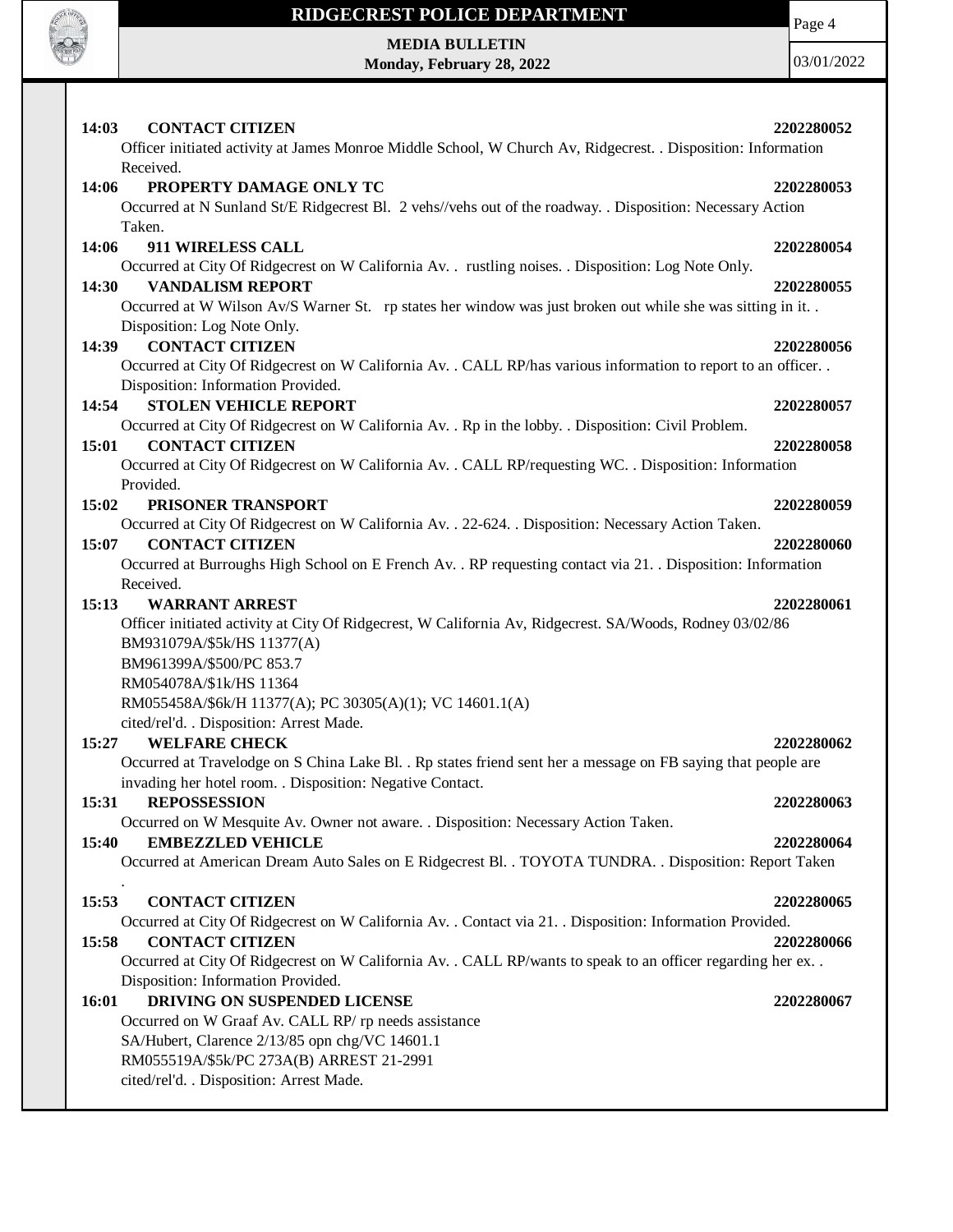**14:03 CONTACT CITIZEN** **2202280052**

Officer initiated activity at James Monroe Middle School, W Church Av, Ridgecrest. . Disposition: Information Received.

**14:06 PROPERTY DAMAGE ONLY TC** **2202280053**

Occurred at N Sunland St/E Ridgecrest Bl. 2 vehs//vehs out of the roadway. . Disposition: Necessary Action Taken.

**14:06 911 WIRELESS CALL** **2202280054**

Occurred at City Of Ridgecrest on W California Av. . rustling noises. . Disposition: Log Note Only.

**14:30 VANDALISM REPORT** **2202280055**

Occurred at W Wilson Av/S Warner St. rp states her window was just broken out while she was sitting in it. . Disposition: Log Note Only.

**14:39 CONTACT CITIZEN** **2202280056**

Occurred at City Of Ridgecrest on W California Av. . CALL RP/has various information to report to an officer. . Disposition: Information Provided.

**14:54 STOLEN VEHICLE REPORT** **2202280057**

Occurred at City Of Ridgecrest on W California Av. . Rp in the lobby. . Disposition: Civil Problem.

**15:01 CONTACT CITIZEN** **2202280058**

Occurred at City Of Ridgecrest on W California Av. . CALL RP/requesting WC. . Disposition: Information Provided.

**15:02 PRISONER TRANSPORT** **2202280059**

Occurred at City Of Ridgecrest on W California Av. . 22-624. . Disposition: Necessary Action Taken.

**15:07 CONTACT CITIZEN** **2202280060**

Occurred at Burroughs High School on E French Av. . RP requesting contact via 21. . Disposition: Information Received.

**15:13 WARRANT ARREST** **2202280061**

Officer initiated activity at City Of Ridgecrest, W California Av, Ridgecrest. SA/Woods, Rodney 03/02/86
BM931079A/$5k/HS 11377(A)
BM961399A/$500/PC 853.7
RM054078A/$1k/HS 11364
RM055458A/$6k/H 11377(A); PC 30305(A)(1); VC 14601.1(A)
cited/rel'd. . Disposition: Arrest Made.

**15:27 WELFARE CHECK** **2202280062**

Occurred at Travelodge on S China Lake Bl. . Rp states friend sent her a message on FB saying that people are invading her hotel room. . Disposition: Negative Contact.

**15:31 REPOSSESSION** **2202280063**

Occurred on W Mesquite Av. Owner not aware. . Disposition: Necessary Action Taken.

**15:40 EMBEZZLED VEHICLE** **2202280064**

Occurred at American Dream Auto Sales on E Ridgecrest Bl. . TOYOTA TUNDRA. . Disposition: Report Taken .

**15:53 CONTACT CITIZEN** **2202280065**

Occurred at City Of Ridgecrest on W California Av. . Contact via 21. . Disposition: Information Provided.

**15:58 CONTACT CITIZEN** **2202280066**

Occurred at City Of Ridgecrest on W California Av. . CALL RP/wants to speak to an officer regarding her ex. . Disposition: Information Provided.

**16:01 DRIVING ON SUSPENDED LICENSE** **2202280067**

Occurred on W Graaf Av. CALL RP/ rp needs assistance
SA/Hubert, Clarence 2/13/85 opn chg/VC 14601.1
RM055519A/$5k/PC 273A(B) ARREST 21-2991
cited/rel'd. . Disposition: Arrest Made.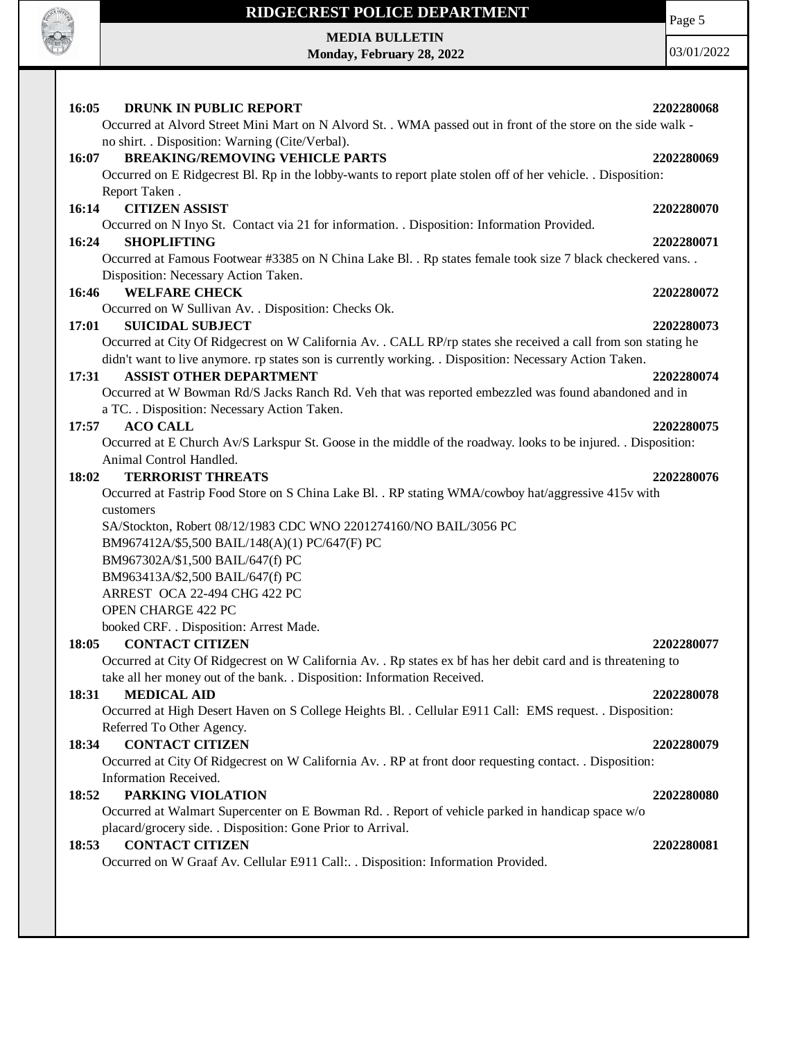**16:05 DRUNK IN PUBLIC REPORT 2202280068**

Occurred at Alvord Street Mini Mart on N Alvord St. . WMA passed out in front of the store on the side walk - no shirt. . Disposition: Warning (Cite/Verbal).

**16:07 BREAKING/REMOVING VEHICLE PARTS 2202280069**

Occurred on E Ridgecrest Bl. Rp in the lobby-wants to report plate stolen off of her vehicle. . Disposition: Report Taken .

**16:14 CITIZEN ASSIST 2202280070**

Occurred on N Inyo St. Contact via 21 for information. . Disposition: Information Provided.

**16:24 SHOPLIFTING 2202280071**

Occurred at Famous Footwear #3385 on N China Lake Bl. . Rp states female took size 7 black checkered vans. . Disposition: Necessary Action Taken.

**16:46 WELFARE CHECK 2202280072**

Occurred on W Sullivan Av. . Disposition: Checks Ok.

**17:01 SUICIDAL SUBJECT 2202280073**

Occurred at City Of Ridgecrest on W California Av. . CALL RP/rp states she received a call from son stating he didn't want to live anymore. rp states son is currently working. . Disposition: Necessary Action Taken.

**17:31 ASSIST OTHER DEPARTMENT 2202280074**

Occurred at W Bowman Rd/S Jacks Ranch Rd. Veh that was reported embezzled was found abandoned and in a TC. . Disposition: Necessary Action Taken.

**17:57 ACO CALL 2202280075**

Occurred at E Church Av/S Larkspur St. Goose in the middle of the roadway. looks to be injured. . Disposition: Animal Control Handled.

**18:02 TERRORIST THREATS 2202280076**

Occurred at Fastrip Food Store on S China Lake Bl. . RP stating WMA/cowboy hat/aggressive 415v with customers
SA/Stockton, Robert 08/12/1983 CDC WNO 2201274160/NO BAIL/3056 PC
BM967412A/$5,500 BAIL/148(A)(1) PC/647(F) PC
BM967302A/$1,500 BAIL/647(f) PC
BM963413A/$2,500 BAIL/647(f) PC
ARREST OCA 22-494 CHG 422 PC
OPEN CHARGE 422 PC
booked CRF. . Disposition: Arrest Made.

**18:05 CONTACT CITIZEN 2202280077**

Occurred at City Of Ridgecrest on W California Av. . Rp states ex bf has her debit card and is threatening to take all her money out of the bank. . Disposition: Information Received.

**18:31 MEDICAL AID 2202280078**

Occurred at High Desert Haven on S College Heights Bl. . Cellular E911 Call: EMS request. . Disposition: Referred To Other Agency.

**18:34 CONTACT CITIZEN 2202280079**

Occurred at City Of Ridgecrest on W California Av. . RP at front door requesting contact. . Disposition: Information Received.

**18:52 PARKING VIOLATION 2202280080**

Occurred at Walmart Supercenter on E Bowman Rd. . Report of vehicle parked in handicap space w/o placard/grocery side. . Disposition: Gone Prior to Arrival.

**18:53 CONTACT CITIZEN 2202280081**

Occurred on W Graaf Av. Cellular E911 Call:. . Disposition: Information Provided.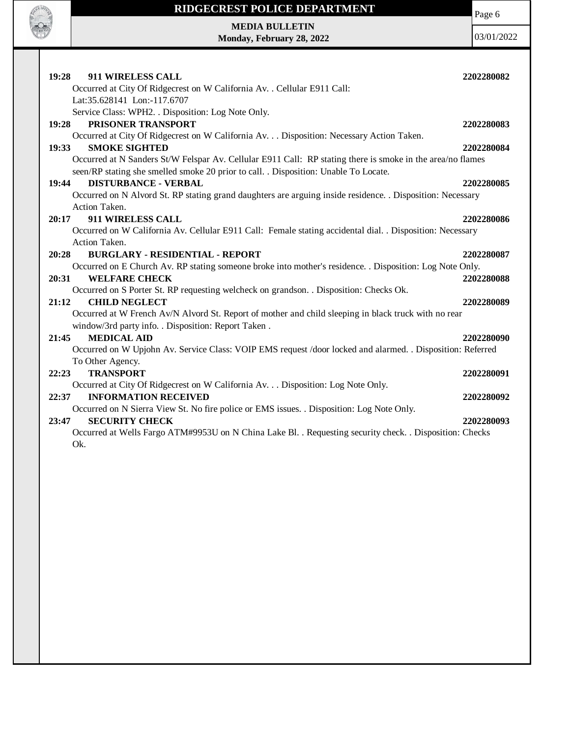**19:28 911 WIRELESS CALL** **2202280082**

Occurred at City Of Ridgecrest on W California Av. . Cellular E911 Call: Lat:35.628141 Lon:-117.6707 Service Class: WPH2. . Disposition: Log Note Only.

**19:28 PRISONER TRANSPORT** **2202280083**

Occurred at City Of Ridgecrest on W California Av. . . Disposition: Necessary Action Taken.

**19:33 SMOKE SIGHTED** **2202280084**

Occurred at N Sanders St/W Felspar Av. Cellular E911 Call: RP stating there is smoke in the area/no flames seen/RP stating she smelled smoke 20 prior to call. . Disposition: Unable To Locate.

**19:44 DISTURBANCE - VERBAL** **2202280085**

Occurred on N Alvord St. RP stating grand daughters are arguing inside residence. . Disposition: Necessary Action Taken.

**20:17 911 WIRELESS CALL** **2202280086**

Occurred on W California Av. Cellular E911 Call: Female stating accidental dial. . Disposition: Necessary Action Taken.

**20:28 BURGLARY - RESIDENTIAL - REPORT** **2202280087**

Occurred on E Church Av. RP stating someone broke into mother's residence. . Disposition: Log Note Only.

**20:31 WELFARE CHECK** **2202280088**

Occurred on S Porter St. RP requesting welcheck on grandson. . Disposition: Checks Ok.

**21:12 CHILD NEGLECT** **2202280089**

Occurred at W French Av/N Alvord St. Report of mother and child sleeping in black truck with no rear window/3rd party info. . Disposition: Report Taken .

**21:45 MEDICAL AID** **2202280090**

Occurred on W Upjohn Av. Service Class: VOIP EMS request /door locked and alarmed. . Disposition: Referred To Other Agency.

**22:23 TRANSPORT** **2202280091**

Occurred at City Of Ridgecrest on W California Av. . . Disposition: Log Note Only.

**22:37 INFORMATION RECEIVED** **2202280092**

Occurred on N Sierra View St. No fire police or EMS issues. . Disposition: Log Note Only.

**23:47 SECURITY CHECK** **2202280093**

Occurred at Wells Fargo ATM#9953U on N China Lake Bl. . Requesting security check. . Disposition: Checks Ok.